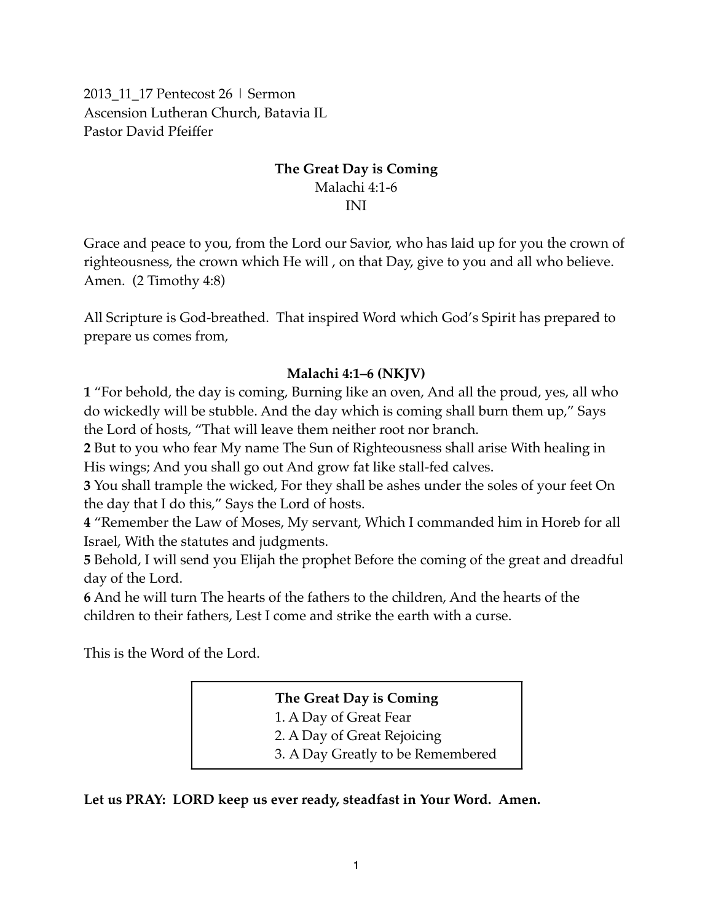2013_11_17 Pentecost 26 | Sermon
Ascension Lutheran Church, Batavia IL
Pastor David Pfeiffer

# The Great Day is Coming

Malachi 4:1-6

INI

Grace and peace to you, from the Lord our Savior, who has laid up for you the crown of righteousness, the crown which He will , on that Day, give to you and all who believe. Amen. (2 Timothy 4:8)

All Scripture is God-breathed. That inspired Word which God's Spirit has prepared to prepare us comes from,

**Malachi 4:1–6 (NKJV)**

**1** "For behold, the day is coming, Burning like an oven, And all the proud, yes, all who do wickedly will be stubble. And the day which is coming shall burn them up," Says the Lord of hosts, "That will leave them neither root nor branch.
**2** But to you who fear My name The Sun of Righteousness shall arise With healing in His wings; And you shall go out And grow fat like stall-fed calves.
**3** You shall trample the wicked, For they shall be ashes under the soles of your feet On the day that I do this," Says the Lord of hosts.
**4** "Remember the Law of Moses, My servant, Which I commanded him in Horeb for all Israel, With the statutes and judgments.
**5** Behold, I will send you Elijah the prophet Before the coming of the great and dreadful day of the Lord.
**6** And he will turn The hearts of the fathers to the children, And the hearts of the children to their fathers, Lest I come and strike the earth with a curse.

This is the Word of the Lord.

**The Great Day is Coming**
1. A Day of Great Fear
2. A Day of Great Rejoicing
3. A Day Greatly to be Remembered

**Let us PRAY: LORD keep us ever ready, steadfast in Your Word. Amen.**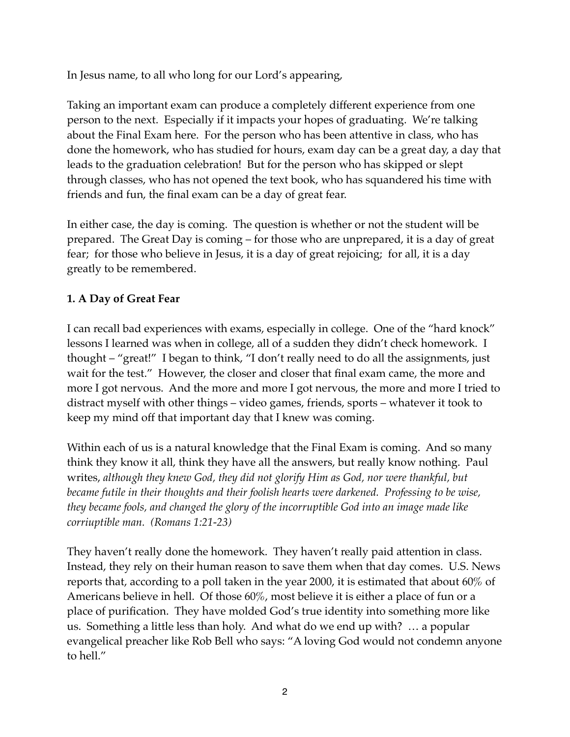In Jesus name, to all who long for our Lord's appearing,

Taking an important exam can produce a completely different experience from one person to the next. Especially if it impacts your hopes of graduating. We're talking about the Final Exam here. For the person who has been attentive in class, who has done the homework, who has studied for hours, exam day can be a great day, a day that leads to the graduation celebration! But for the person who has skipped or slept through classes, who has not opened the text book, who has squandered his time with friends and fun, the final exam can be a day of great fear.

In either case, the day is coming. The question is whether or not the student will be prepared. The Great Day is coming – for those who are unprepared, it is a day of great fear; for those who believe in Jesus, it is a day of great rejoicing; for all, it is a day greatly to be remembered.

**1. A Day of Great Fear**

I can recall bad experiences with exams, especially in college. One of the "hard knock" lessons I learned was when in college, all of a sudden they didn't check homework. I thought – "great!" I began to think, "I don't really need to do all the assignments, just wait for the test." However, the closer and closer that final exam came, the more and more I got nervous. And the more and more I got nervous, the more and more I tried to distract myself with other things – video games, friends, sports – whatever it took to keep my mind off that important day that I knew was coming.

Within each of us is a natural knowledge that the Final Exam is coming. And so many think they know it all, think they have all the answers, but really know nothing. Paul writes, *although they knew God, they did not glorify Him as God, nor were thankful, but became futile in their thoughts and their foolish hearts were darkened. Professing to be wise, they became fools, and changed the glory of the incorruptible God into an image made like corriuptible man. (Romans 1:21-23)*

They haven't really done the homework. They haven't really paid attention in class. Instead, they rely on their human reason to save them when that day comes. U.S. News reports that, according to a poll taken in the year 2000, it is estimated that about 60% of Americans believe in hell. Of those 60%, most believe it is either a place of fun or a place of purification. They have molded God's true identity into something more like us. Something a little less than holy. And what do we end up with? … a popular evangelical preacher like Rob Bell who says: "A loving God would not condemn anyone to hell."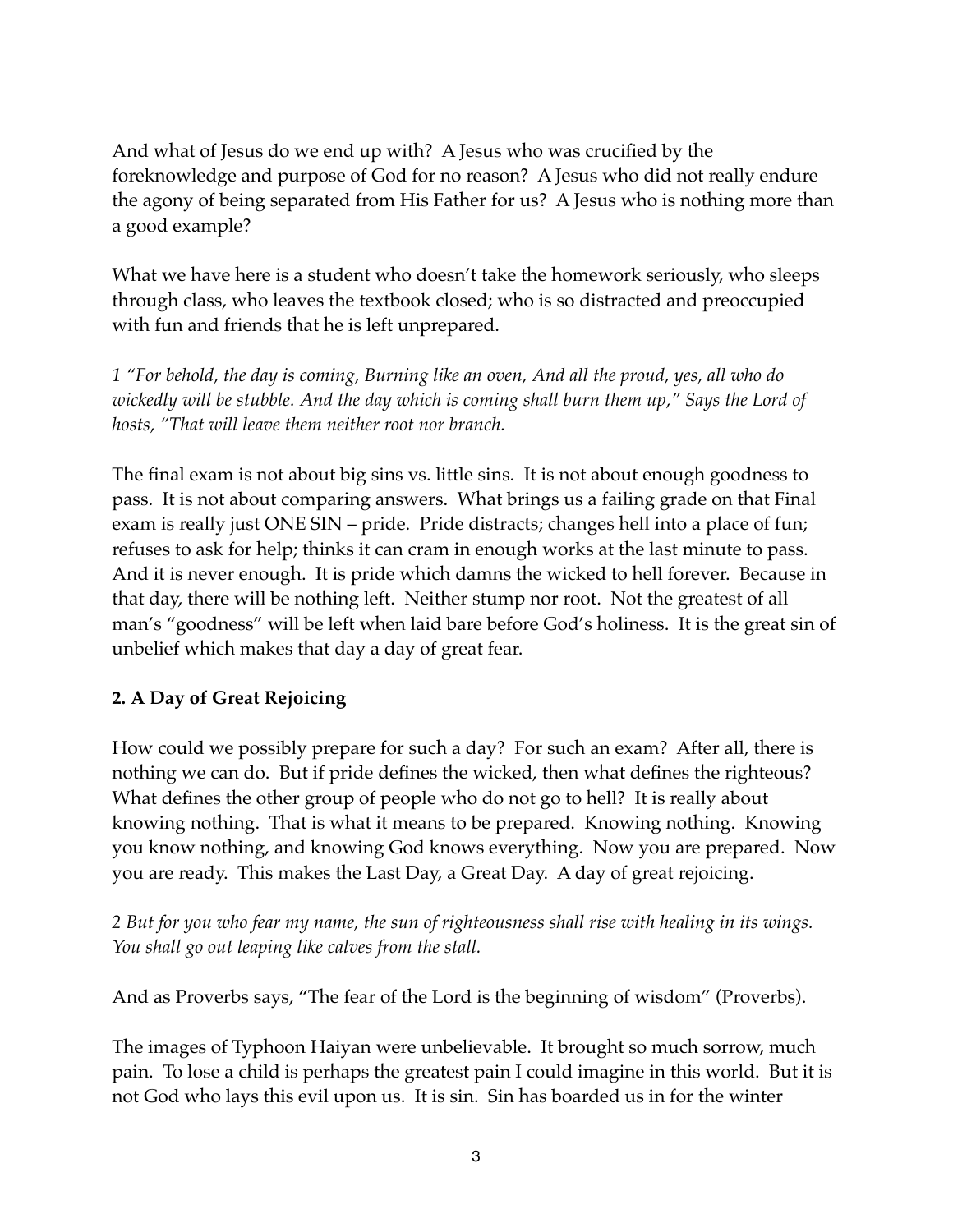And what of Jesus do we end up with? A Jesus who was crucified by the foreknowledge and purpose of God for no reason? A Jesus who did not really endure the agony of being separated from His Father for us? A Jesus who is nothing more than a good example?

What we have here is a student who doesn't take the homework seriously, who sleeps through class, who leaves the textbook closed; who is so distracted and preoccupied with fun and friends that he is left unprepared.

*1 "For behold, the day is coming, Burning like an oven, And all the proud, yes, all who do wickedly will be stubble. And the day which is coming shall burn them up," Says the Lord of hosts, "That will leave them neither root nor branch.*

The final exam is not about big sins vs. little sins. It is not about enough goodness to pass. It is not about comparing answers. What brings us a failing grade on that Final exam is really just ONE SIN – pride. Pride distracts; changes hell into a place of fun; refuses to ask for help; thinks it can cram in enough works at the last minute to pass. And it is never enough. It is pride which damns the wicked to hell forever. Because in that day, there will be nothing left. Neither stump nor root. Not the greatest of all man's "goodness" will be left when laid bare before God's holiness. It is the great sin of unbelief which makes that day a day of great fear.

**2. A Day of Great Rejoicing**

How could we possibly prepare for such a day? For such an exam? After all, there is nothing we can do. But if pride defines the wicked, then what defines the righteous? What defines the other group of people who do not go to hell? It is really about knowing nothing. That is what it means to be prepared. Knowing nothing. Knowing you know nothing, and knowing God knows everything. Now you are prepared. Now you are ready. This makes the Last Day, a Great Day. A day of great rejoicing.

*2 But for you who fear my name, the sun of righteousness shall rise with healing in its wings. You shall go out leaping like calves from the stall.*

And as Proverbs says, "The fear of the Lord is the beginning of wisdom" (Proverbs).

The images of Typhoon Haiyan were unbelievable. It brought so much sorrow, much pain. To lose a child is perhaps the greatest pain I could imagine in this world. But it is not God who lays this evil upon us. It is sin. Sin has boarded us in for the winter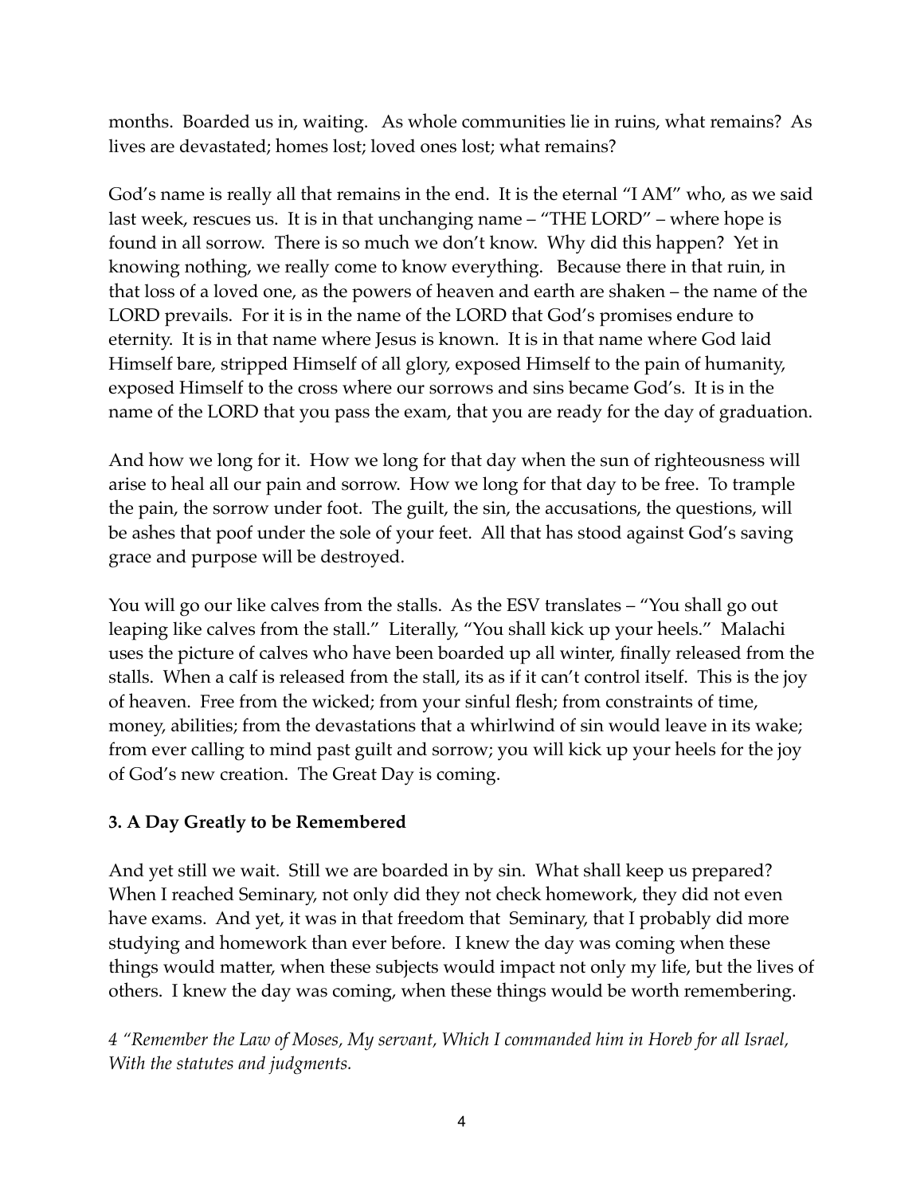months. Boarded us in, waiting. As whole communities lie in ruins, what remains? As lives are devastated; homes lost; loved ones lost; what remains?

God's name is really all that remains in the end. It is the eternal "I AM" who, as we said last week, rescues us. It is in that unchanging name – "THE LORD" – where hope is found in all sorrow. There is so much we don't know. Why did this happen? Yet in knowing nothing, we really come to know everything. Because there in that ruin, in that loss of a loved one, as the powers of heaven and earth are shaken – the name of the LORD prevails. For it is in the name of the LORD that God's promises endure to eternity. It is in that name where Jesus is known. It is in that name where God laid Himself bare, stripped Himself of all glory, exposed Himself to the pain of humanity, exposed Himself to the cross where our sorrows and sins became God's. It is in the name of the LORD that you pass the exam, that you are ready for the day of graduation.

And how we long for it. How we long for that day when the sun of righteousness will arise to heal all our pain and sorrow. How we long for that day to be free. To trample the pain, the sorrow under foot. The guilt, the sin, the accusations, the questions, will be ashes that poof under the sole of your feet. All that has stood against God's saving grace and purpose will be destroyed.

You will go our like calves from the stalls. As the ESV translates – "You shall go out leaping like calves from the stall." Literally, "You shall kick up your heels." Malachi uses the picture of calves who have been boarded up all winter, finally released from the stalls. When a calf is released from the stall, its as if it can't control itself. This is the joy of heaven. Free from the wicked; from your sinful flesh; from constraints of time, money, abilities; from the devastations that a whirlwind of sin would leave in its wake; from ever calling to mind past guilt and sorrow; you will kick up your heels for the joy of God's new creation. The Great Day is coming.

**3. A Day Greatly to be Remembered**

And yet still we wait. Still we are boarded in by sin. What shall keep us prepared? When I reached Seminary, not only did they not check homework, they did not even have exams. And yet, it was in that freedom that Seminary, that I probably did more studying and homework than ever before. I knew the day was coming when these things would matter, when these subjects would impact not only my life, but the lives of others. I knew the day was coming, when these things would be worth remembering.

*4 "Remember the Law of Moses, My servant, Which I commanded him in Horeb for all Israel, With the statutes and judgments.*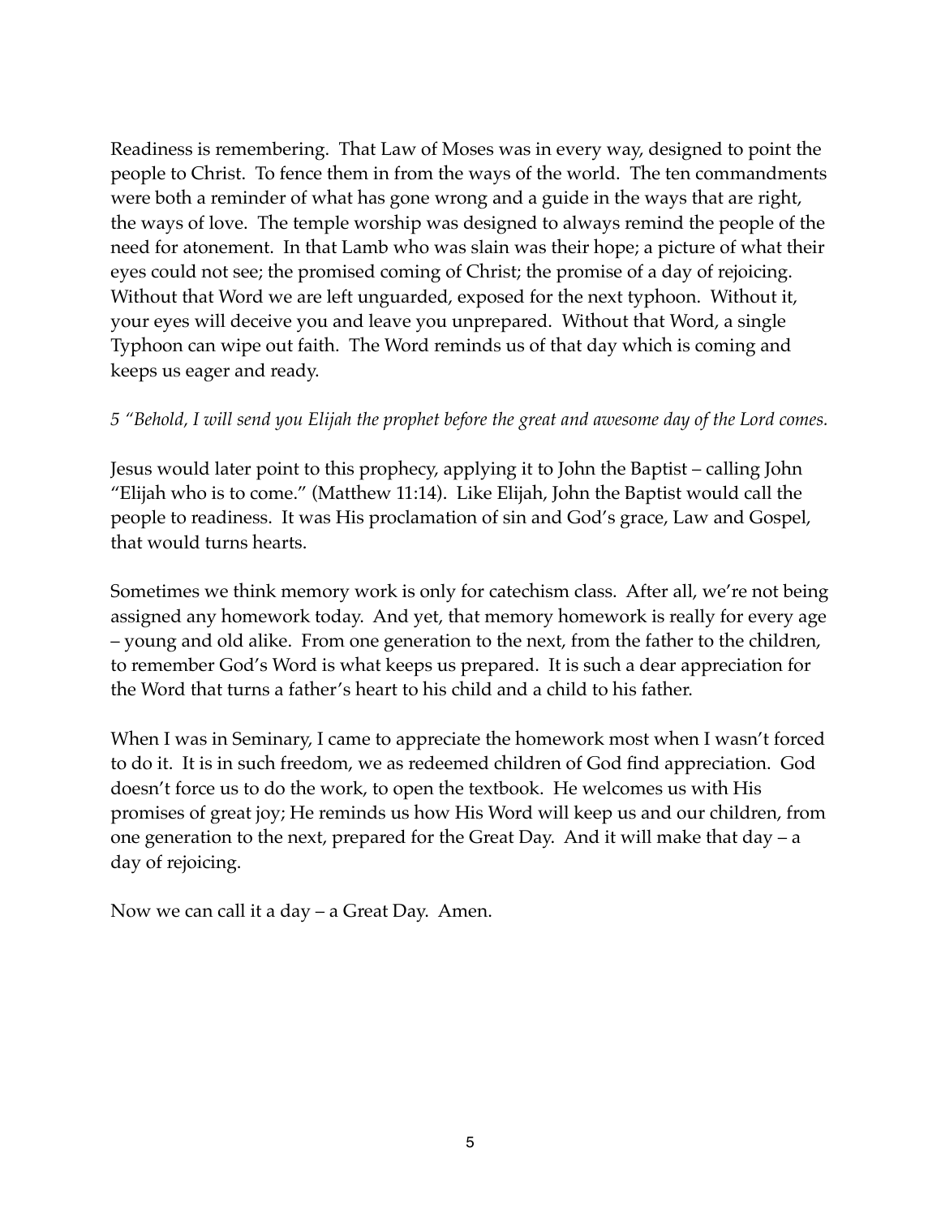Readiness is remembering. That Law of Moses was in every way, designed to point the people to Christ. To fence them in from the ways of the world. The ten commandments were both a reminder of what has gone wrong and a guide in the ways that are right, the ways of love. The temple worship was designed to always remind the people of the need for atonement. In that Lamb who was slain was their hope; a picture of what their eyes could not see; the promised coming of Christ; the promise of a day of rejoicing. Without that Word we are left unguarded, exposed for the next typhoon. Without it, your eyes will deceive you and leave you unprepared. Without that Word, a single Typhoon can wipe out faith. The Word reminds us of that day which is coming and keeps us eager and ready.

*5 "Behold, I will send you Elijah the prophet before the great and awesome day of the Lord comes.*

Jesus would later point to this prophecy, applying it to John the Baptist – calling John "Elijah who is to come." (Matthew 11:14). Like Elijah, John the Baptist would call the people to readiness. It was His proclamation of sin and God's grace, Law and Gospel, that would turns hearts.

Sometimes we think memory work is only for catechism class. After all, we're not being assigned any homework today. And yet, that memory homework is really for every age – young and old alike. From one generation to the next, from the father to the children, to remember God's Word is what keeps us prepared. It is such a dear appreciation for the Word that turns a father's heart to his child and a child to his father.

When I was in Seminary, I came to appreciate the homework most when I wasn't forced to do it. It is in such freedom, we as redeemed children of God find appreciation. God doesn't force us to do the work, to open the textbook. He welcomes us with His promises of great joy; He reminds us how His Word will keep us and our children, from one generation to the next, prepared for the Great Day. And it will make that day – a day of rejoicing.

Now we can call it a day – a Great Day. Amen.